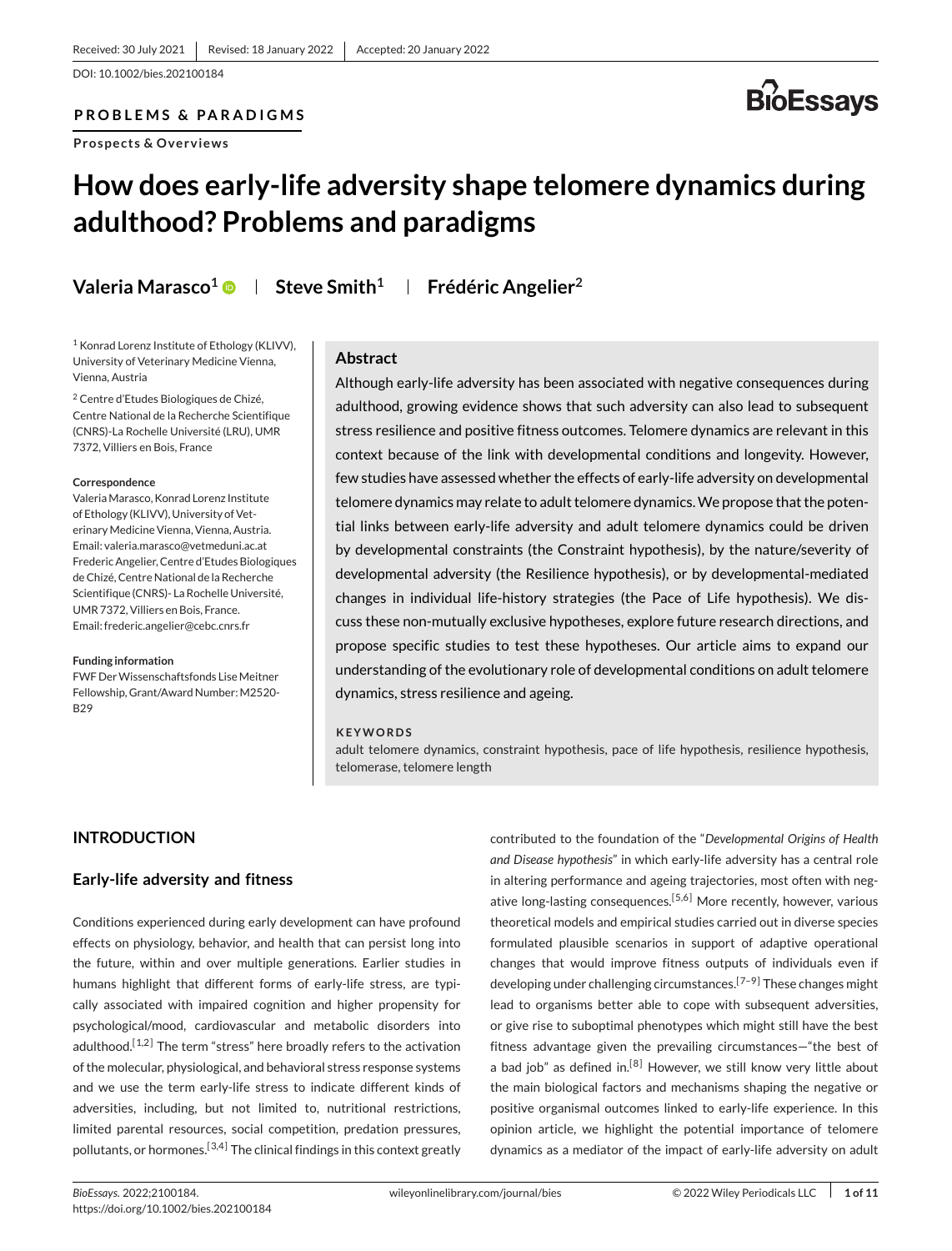Received: 30 July 2021 | Revised: 18 January 2022 | Accepted: 20 January 2022

DOI: 10.1002/bies.202100184

**PROBLEMS & PARADIGMS**

**Prospects & Overviews**

# How does early-life adversity shape telomere dynamics during adulthood? Problems and paradigms

**Valeria Marasco[1]** | **Steve Smith[1]** | **Frédéric Angelier[2]**

[1] Konrad Lorenz Institute of Ethology (KLIVV), University of Veterinary Medicine Vienna, Vienna, Austria

[2] Centre d'Etudes Biologiques de Chizé, Centre National de la Recherche Scientifique (CNRS)-La Rochelle Université (LRU), UMR 7372, Villiers en Bois, France

**Correspondence**

Valeria Marasco, Konrad Lorenz Institute of Ethology (KLIVV), University of Veterinary Medicine Vienna, Vienna, Austria.
Email: valeria.marasco@vetmeduni.ac.at
Frederic Angelier, Centre d'Etudes Biologiques de Chizé, Centre National de la Recherche Scientifique (CNRS)- La Rochelle Université, UMR 7372, Villiers en Bois, France.
Email: frederic.angelier@cebc.cnrs.fr

**Funding information**

FWF Der Wissenschaftsfonds Lise Meitner Fellowship, Grant/Award Number: M2520-B29

## Abstract

Although early-life adversity has been associated with negative consequences during adulthood, growing evidence shows that such adversity can also lead to subsequent stress resilience and positive fitness outcomes. Telomere dynamics are relevant in this context because of the link with developmental conditions and longevity. However, few studies have assessed whether the effects of early-life adversity on developmental telomere dynamics may relate to adult telomere dynamics. We propose that the potential links between early-life adversity and adult telomere dynamics could be driven by developmental constraints (the Constraint hypothesis), by the nature/severity of developmental adversity (the Resilience hypothesis), or by developmental-mediated changes in individual life-history strategies (the Pace of Life hypothesis). We discuss these non-mutually exclusive hypotheses, explore future research directions, and propose specific studies to test these hypotheses. Our article aims to expand our understanding of the evolutionary role of developmental conditions on adult telomere dynamics, stress resilience and ageing.

**KEYWORDS**

adult telomere dynamics, constraint hypothesis, pace of life hypothesis, resilience hypothesis, telomerase, telomere length

## INTRODUCTION

### Early-life adversity and fitness

Conditions experienced during early development can have profound effects on physiology, behavior, and health that can persist long into the future, within and over multiple generations. Earlier studies in humans highlight that different forms of early-life stress, are typically associated with impaired cognition and higher propensity for psychological/mood, cardiovascular and metabolic disorders into adulthood.[1,2] The term "stress" here broadly refers to the activation of the molecular, physiological, and behavioral stress response systems and we use the term early-life stress to indicate different kinds of adversities, including, but not limited to, nutritional restrictions, limited parental resources, social competition, predation pressures, pollutants, or hormones.[3,4] The clinical findings in this context greatly contributed to the foundation of the "*Developmental Origins of Health and Disease hypothesis*" in which early-life adversity has a central role in altering performance and ageing trajectories, most often with negative long-lasting consequences.[5,6] More recently, however, various theoretical models and empirical studies carried out in diverse species formulated plausible scenarios in support of adaptive operational changes that would improve fitness outputs of individuals even if developing under challenging circumstances.[7–9] These changes might lead to organisms better able to cope with subsequent adversities, or give rise to suboptimal phenotypes which might still have the best fitness advantage given the prevailing circumstances—"the best of a bad job" as defined in.[8] However, we still know very little about the main biological factors and mechanisms shaping the negative or positive organismal outcomes linked to early-life experience. In this opinion article, we highlight the potential importance of telomere dynamics as a mediator of the impact of early-life adversity on adult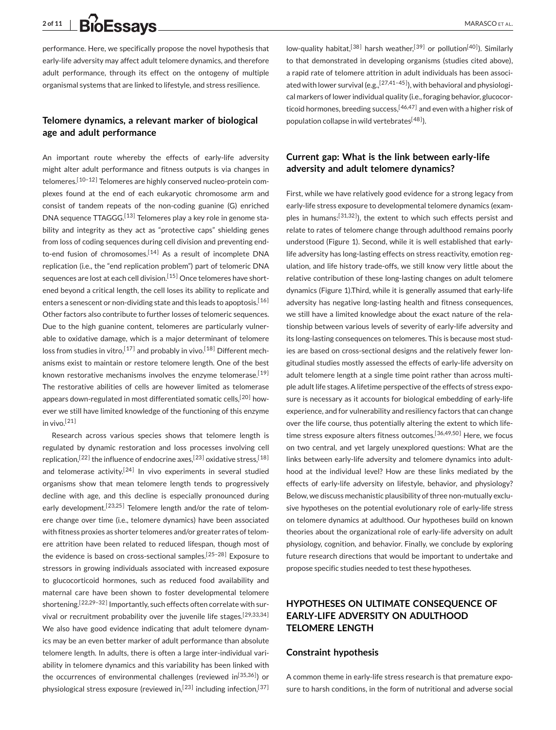performance. Here, we specifically propose the novel hypothesis that early-life adversity may affect adult telomere dynamics, and therefore adult performance, through its effect on the ontogeny of multiple organismal systems that are linked to lifestyle, and stress resilience.

## Telomere dynamics, a relevant marker of biological age and adult performance

An important route whereby the effects of early-life adversity might alter adult performance and fitness outputs is via changes in telomeres.[10–12] Telomeres are highly conserved nucleo-protein complexes found at the end of each eukaryotic chromosome arm and consist of tandem repeats of the non-coding guanine (G) enriched DNA sequence TTAGGG.[13] Telomeres play a key role in genome stability and integrity as they act as "protective caps" shielding genes from loss of coding sequences during cell division and preventing end-to-end fusion of chromosomes.[14] As a result of incomplete DNA replication (i.e., the "end replication problem") part of telomeric DNA sequences are lost at each cell division.[15] Once telomeres have shortened beyond a critical length, the cell loses its ability to replicate and enters a senescent or non-dividing state and this leads to apoptosis.[16] Other factors also contribute to further losses of telomeric sequences. Due to the high guanine content, telomeres are particularly vulnerable to oxidative damage, which is a major determinant of telomere loss from studies in vitro,[17] and probably in vivo.[18] Different mechanisms exist to maintain or restore telomere length. One of the best known restorative mechanisms involves the enzyme telomerase.[19] The restorative abilities of cells are however limited as telomerase appears down-regulated in most differentiated somatic cells,[20] however we still have limited knowledge of the functioning of this enzyme in vivo.[21]

Research across various species shows that telomere length is regulated by dynamic restoration and loss processes involving cell replication,[22] the influence of endocrine axes,[23] oxidative stress,[18] and telomerase activity.[24] In vivo experiments in several studied organisms show that mean telomere length tends to progressively decline with age, and this decline is especially pronounced during early development.[23,25] Telomere length and/or the rate of telomere change over time (i.e., telomere dynamics) have been associated with fitness proxies as shorter telomeres and/or greater rates of telomere attrition have been related to reduced lifespan, though most of the evidence is based on cross-sectional samples.[25–28] Exposure to stressors in growing individuals associated with increased exposure to glucocorticoid hormones, such as reduced food availability and maternal care have been shown to foster developmental telomere shortening.[22,29–32] Importantly, such effects often correlate with survival or recruitment probability over the juvenile life stages.[29,33,34] We also have good evidence indicating that adult telomere dynamics may be an even better marker of adult performance than absolute telomere length. In adults, there is often a large inter-individual variability in telomere dynamics and this variability has been linked with the occurrences of environmental challenges (reviewed in[35,36]) or physiological stress exposure (reviewed in,[23] including infection,[37] low-quality habitat,[38] harsh weather,[39] or pollution[40]). Similarly to that demonstrated in developing organisms (studies cited above), a rapid rate of telomere attrition in adult individuals has been associated with lower survival (e.g.,[27,41–45]), with behavioral and physiological markers of lower individual quality (i.e., foraging behavior, glucocorticoid hormones, breeding success,[46,47] and even with a higher risk of population collapse in wild vertebrates[48]).

## Current gap: What is the link between early-life adversity and adult telomere dynamics?

First, while we have relatively good evidence for a strong legacy from early-life stress exposure to developmental telomere dynamics (examples in humans:[31,32]), the extent to which such effects persist and relate to rates of telomere change through adulthood remains poorly understood (Figure 1). Second, while it is well established that early-life adversity has long-lasting effects on stress reactivity, emotion regulation, and life history trade-offs, we still know very little about the relative contribution of these long-lasting changes on adult telomere dynamics (Figure 1).Third, while it is generally assumed that early-life adversity has negative long-lasting health and fitness consequences, we still have a limited knowledge about the exact nature of the relationship between various levels of severity of early-life adversity and its long-lasting consequences on telomeres. This is because most studies are based on cross-sectional designs and the relatively fewer longitudinal studies mostly assessed the effects of early-life adversity on adult telomere length at a single time point rather than across multiple adult life stages. A lifetime perspective of the effects of stress exposure is necessary as it accounts for biological embedding of early-life experience, and for vulnerability and resiliency factors that can change over the life course, thus potentially altering the extent to which lifetime stress exposure alters fitness outcomes.[36,49,50] Here, we focus on two central, and yet largely unexplored questions: What are the links between early-life adversity and telomere dynamics into adulthood at the individual level? How are these links mediated by the effects of early-life adversity on lifestyle, behavior, and physiology? Below, we discuss mechanistic plausibility of three non-mutually exclusive hypotheses on the potential evolutionary role of early-life stress on telomere dynamics at adulthood. Our hypotheses build on known theories about the organizational role of early-life adversity on adult physiology, cognition, and behavior. Finally, we conclude by exploring future research directions that would be important to undertake and propose specific studies needed to test these hypotheses.

## HYPOTHESES ON ULTIMATE CONSEQUENCE OF EARLY-LIFE ADVERSITY ON ADULTHOOD TELOMERE LENGTH

### Constraint hypothesis

A common theme in early-life stress research is that premature exposure to harsh conditions, in the form of nutritional and adverse social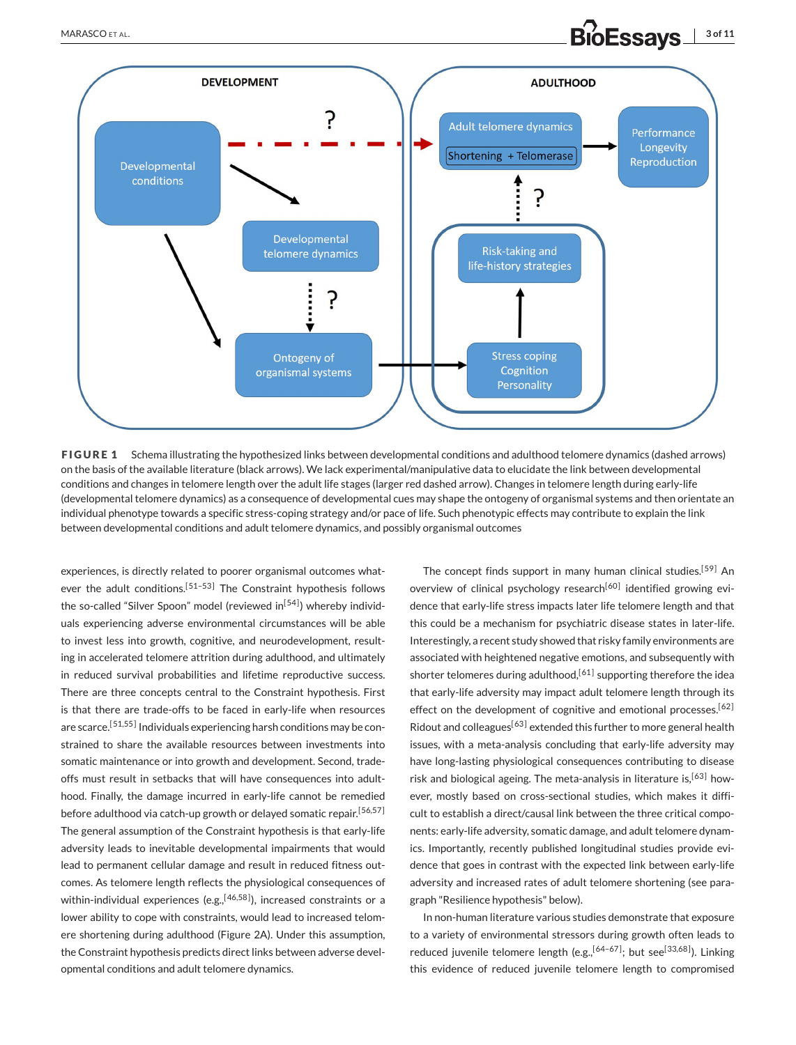DEVELOPMENT

ADULTHOOD

Developmental conditions

?

Adult telomere dynamics

Shortening + Telomerase

Performance
Longevity
Reproduction

Developmental telomere dynamics

?

?

Risk-taking and life-history strategies

Ontogeny of organismal systems

Stress coping
Cognition
Personality

**FIGURE 1** Schema illustrating the hypothesized links between developmental conditions and adulthood telomere dynamics (dashed arrows) on the basis of the available literature (black arrows). We lack experimental/manipulative data to elucidate the link between developmental conditions and changes in telomere length over the adult life stages (larger red dashed arrow). Changes in telomere length during early-life (developmental telomere dynamics) as a consequence of developmental cues may shape the ontogeny of organismal systems and then orientate an individual phenotype towards a specific stress-coping strategy and/or pace of life. Such phenotypic effects may contribute to explain the link between developmental conditions and adult telomere dynamics, and possibly organismal outcomes

experiences, is directly related to poorer organismal outcomes whatever the adult conditions.[51–53] The Constraint hypothesis follows the so-called "Silver Spoon" model (reviewed in[54]) whereby individuals experiencing adverse environmental circumstances will be able to invest less into growth, cognitive, and neurodevelopment, resulting in accelerated telomere attrition during adulthood, and ultimately in reduced survival probabilities and lifetime reproductive success. There are three concepts central to the Constraint hypothesis. First is that there are trade-offs to be faced in early-life when resources are scarce.[51,55] Individuals experiencing harsh conditions may be constrained to share the available resources between investments into somatic maintenance or into growth and development. Second, trade-offs must result in setbacks that will have consequences into adulthood. Finally, the damage incurred in early-life cannot be remedied before adulthood via catch-up growth or delayed somatic repair.[56,57] The general assumption of the Constraint hypothesis is that early-life adversity leads to inevitable developmental impairments that would lead to permanent cellular damage and result in reduced fitness outcomes. As telomere length reflects the physiological consequences of within-individual experiences (e.g.,[46,58]), increased constraints or a lower ability to cope with constraints, would lead to increased telomere shortening during adulthood (Figure 2A). Under this assumption, the Constraint hypothesis predicts direct links between adverse developmental conditions and adult telomere dynamics.

The concept finds support in many human clinical studies.[59] An overview of clinical psychology research[60] identified growing evidence that early-life stress impacts later life telomere length and that this could be a mechanism for psychiatric disease states in later-life. Interestingly, a recent study showed that risky family environments are associated with heightened negative emotions, and subsequently with shorter telomeres during adulthood,[61] supporting therefore the idea that early-life adversity may impact adult telomere length through its effect on the development of cognitive and emotional processes.[62] Ridout and colleagues[63] extended this further to more general health issues, with a meta-analysis concluding that early-life adversity may have long-lasting physiological consequences contributing to disease risk and biological ageing. The meta-analysis in literature is,[63] however, mostly based on cross-sectional studies, which makes it difficult to establish a direct/causal link between the three critical components: early-life adversity, somatic damage, and adult telomere dynamics. Importantly, recently published longitudinal studies provide evidence that goes in contrast with the expected link between early-life adversity and increased rates of adult telomere shortening (see paragraph "Resilience hypothesis" below).

In non-human literature various studies demonstrate that exposure to a variety of environmental stressors during growth often leads to reduced juvenile telomere length (e.g.,[64–67]; but see[33,68]). Linking this evidence of reduced juvenile telomere length to compromised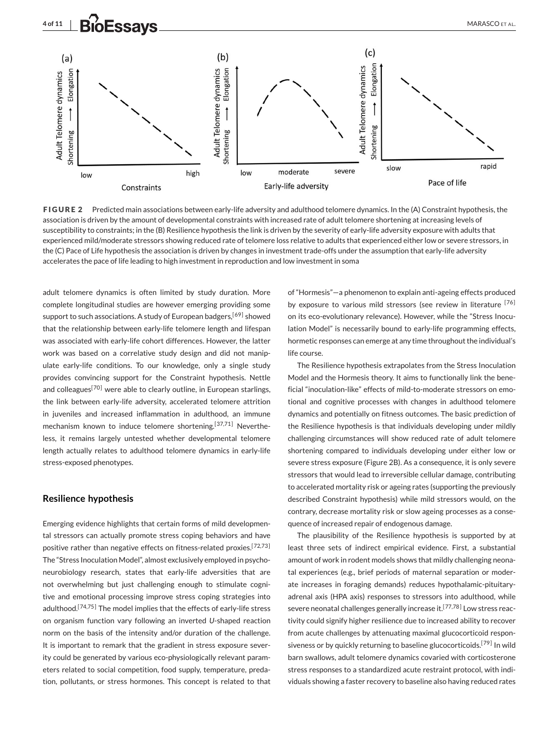(a)

Adult Telomere dynamics

Shortening ⟶ Elongation

low

high

Constraints

(b)

Adult Telomere dynamics

Shortening ⟶ Elongation

low

moderate

severe

Early-life adversity

(c)

Adult Telomere dynamics

Shortening ⟶ Elongation

slow

rapid

Pace of life

**FIGURE 2** Predicted main associations between early-life adversity and adulthood telomere dynamics. In the (A) Constraint hypothesis, the association is driven by the amount of developmental constraints with increased rate of adult telomere shortening at increasing levels of susceptibility to constraints; in the (B) Resilience hypothesis the link is driven by the severity of early-life adversity exposure with adults that experienced mild/moderate stressors showing reduced rate of telomere loss relative to adults that experienced either low or severe stressors, in the (C) Pace of Life hypothesis the association is driven by changes in investment trade-offs under the assumption that early-life adversity accelerates the pace of life leading to high investment in reproduction and low investment in soma

adult telomere dynamics is often limited by study duration. More complete longitudinal studies are however emerging providing some support to such associations. A study of European badgers,[69] showed that the relationship between early-life telomere length and lifespan was associated with early-life cohort differences. However, the latter work was based on a correlative study design and did not manipulate early-life conditions. To our knowledge, only a single study provides convincing support for the Constraint hypothesis. Nettle and colleagues[70] were able to clearly outline, in European starlings, the link between early-life adversity, accelerated telomere attrition in juveniles and increased inflammation in adulthood, an immune mechanism known to induce telomere shortening.[37,71] Nevertheless, it remains largely untested whether developmental telomere length actually relates to adulthood telomere dynamics in early-life stress-exposed phenotypes.

## Resilience hypothesis

Emerging evidence highlights that certain forms of mild developmental stressors can actually promote stress coping behaviors and have positive rather than negative effects on fitness-related proxies.[72,73] The "Stress Inoculation Model", almost exclusively employed in psycho-neurobiology research, states that early-life adversities that are not overwhelming but just challenging enough to stimulate cognitive and emotional processing improve stress coping strategies into adulthood.[74,75] The model implies that the effects of early-life stress on organism function vary following an inverted *U*-shaped reaction norm on the basis of the intensity and/or duration of the challenge. It is important to remark that the gradient in stress exposure severity could be generated by various eco-physiologically relevant parameters related to social competition, food supply, temperature, predation, pollutants, or stress hormones. This concept is related to that of "Hormesis"—a phenomenon to explain anti-ageing effects produced by exposure to various mild stressors (see review in literature [76] on its eco-evolutionary relevance). However, while the "Stress Inoculation Model" is necessarily bound to early-life programming effects, hormetic responses can emerge at any time throughout the individual's life course.

The Resilience hypothesis extrapolates from the Stress Inoculation Model and the Hormesis theory. It aims to functionally link the beneficial "inoculation-like" effects of mild-to-moderate stressors on emotional and cognitive processes with changes in adulthood telomere dynamics and potentially on fitness outcomes. The basic prediction of the Resilience hypothesis is that individuals developing under mildly challenging circumstances will show reduced rate of adult telomere shortening compared to individuals developing under either low or severe stress exposure (Figure 2B). As a consequence, it is only severe stressors that would lead to irreversible cellular damage, contributing to accelerated mortality risk or ageing rates (supporting the previously described Constraint hypothesis) while mild stressors would, on the contrary, decrease mortality risk or slow ageing processes as a consequence of increased repair of endogenous damage.

The plausibility of the Resilience hypothesis is supported by at least three sets of indirect empirical evidence. First, a substantial amount of work in rodent models shows that mildly challenging neonatal experiences (e.g., brief periods of maternal separation or moderate increases in foraging demands) reduces hypothalamic-pituitary-adrenal axis (HPA axis) responses to stressors into adulthood, while severe neonatal challenges generally increase it.[77,78] Low stress reactivity could signify higher resilience due to increased ability to recover from acute challenges by attenuating maximal glucocorticoid responsiveness or by quickly returning to baseline glucocorticoids.[79] In wild barn swallows, adult telomere dynamics covaried with corticosterone stress responses to a standardized acute restraint protocol, with individuals showing a faster recovery to baseline also having reduced rates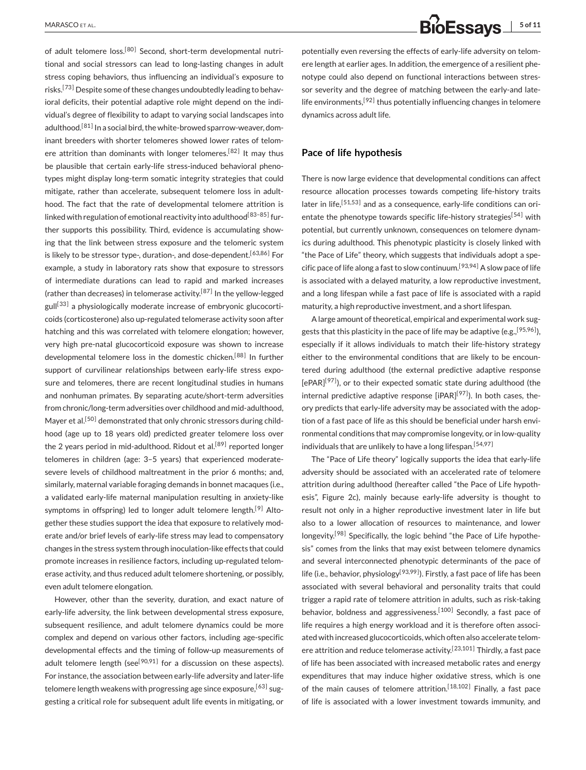of adult telomere loss.[80] Second, short-term developmental nutritional and social stressors can lead to long-lasting changes in adult stress coping behaviors, thus influencing an individual's exposure to risks.[73] Despite some of these changes undoubtedly leading to behavioral deficits, their potential adaptive role might depend on the individual's degree of flexibility to adapt to varying social landscapes into adulthood.[81] In a social bird, the white-browed sparrow-weaver, dominant breeders with shorter telomeres showed lower rates of telomere attrition than dominants with longer telomeres.[82] It may thus be plausible that certain early-life stress-induced behavioral phenotypes might display long-term somatic integrity strategies that could mitigate, rather than accelerate, subsequent telomere loss in adulthood. The fact that the rate of developmental telomere attrition is linked with regulation of emotional reactivity into adulthood[83–85] further supports this possibility. Third, evidence is accumulating showing that the link between stress exposure and the telomeric system is likely to be stressor type-, duration-, and dose-dependent.[63,86] For example, a study in laboratory rats show that exposure to stressors of intermediate durations can lead to rapid and marked increases (rather than decreases) in telomerase activity.[87] In the yellow-legged gull[33] a physiologically moderate increase of embryonic glucocorticoids (corticosterone) also up-regulated telomerase activity soon after hatching and this was correlated with telomere elongation; however, very high pre-natal glucocorticoid exposure was shown to increase developmental telomere loss in the domestic chicken.[88] In further support of curvilinear relationships between early-life stress exposure and telomeres, there are recent longitudinal studies in humans and nonhuman primates. By separating acute/short-term adversities from chronic/long-term adversities over childhood and mid-adulthood, Mayer et al.[50] demonstrated that only chronic stressors during childhood (age up to 18 years old) predicted greater telomere loss over the 2 years period in mid-adulthood. Ridout et al.[89] reported longer telomeres in children (age: 3–5 years) that experienced moderate-severe levels of childhood maltreatment in the prior 6 months; and, similarly, maternal variable foraging demands in bonnet macaques (i.e., a validated early-life maternal manipulation resulting in anxiety-like symptoms in offspring) led to longer adult telomere length.[9] Altogether these studies support the idea that exposure to relatively moderate and/or brief levels of early-life stress may lead to compensatory changes in the stress system through inoculation-like effects that could promote increases in resilience factors, including up-regulated telomerase activity, and thus reduced adult telomere shortening, or possibly, even adult telomere elongation.

However, other than the severity, duration, and exact nature of early-life adversity, the link between developmental stress exposure, subsequent resilience, and adult telomere dynamics could be more complex and depend on various other factors, including age-specific developmental effects and the timing of follow-up measurements of adult telomere length (see[90,91] for a discussion on these aspects). For instance, the association between early-life adversity and later-life telomere length weakens with progressing age since exposure,[63] suggesting a critical role for subsequent adult life events in mitigating, or potentially even reversing the effects of early-life adversity on telomere length at earlier ages. In addition, the emergence of a resilient phenotype could also depend on functional interactions between stressor severity and the degree of matching between the early-and late-life environments,[92] thus potentially influencing changes in telomere dynamics across adult life.

## Pace of life hypothesis

There is now large evidence that developmental conditions can affect resource allocation processes towards competing life-history traits later in life,[51,53] and as a consequence, early-life conditions can orientate the phenotype towards specific life-history strategies[54] with potential, but currently unknown, consequences on telomere dynamics during adulthood. This phenotypic plasticity is closely linked with "the Pace of Life" theory, which suggests that individuals adopt a specific pace of life along a fast to slow continuum.[93,94] A slow pace of life is associated with a delayed maturity, a low reproductive investment, and a long lifespan while a fast pace of life is associated with a rapid maturity, a high reproductive investment, and a short lifespan.

A large amount of theoretical, empirical and experimental work suggests that this plasticity in the pace of life may be adaptive (e.g.,[95,96]), especially if it allows individuals to match their life-history strategy either to the environmental conditions that are likely to be encountered during adulthood (the external predictive adaptive response [ePAR][97]), or to their expected somatic state during adulthood (the internal predictive adaptive response [iPAR][97]). In both cases, theory predicts that early-life adversity may be associated with the adoption of a fast pace of life as this should be beneficial under harsh environmental conditions that may compromise longevity, or in low-quality individuals that are unlikely to have a long lifespan.[54,97]

The "Pace of Life theory" logically supports the idea that early-life adversity should be associated with an accelerated rate of telomere attrition during adulthood (hereafter called "the Pace of Life hypothesis", Figure 2c), mainly because early-life adversity is thought to result not only in a higher reproductive investment later in life but also to a lower allocation of resources to maintenance, and lower longevity.[98] Specifically, the logic behind "the Pace of Life hypothesis" comes from the links that may exist between telomere dynamics and several interconnected phenotypic determinants of the pace of life (i.e., behavior, physiology[93,99]). Firstly, a fast pace of life has been associated with several behavioral and personality traits that could trigger a rapid rate of telomere attrition in adults, such as risk-taking behavior, boldness and aggressiveness.[100] Secondly, a fast pace of life requires a high energy workload and it is therefore often associated with increased glucocorticoids, which often also accelerate telomere attrition and reduce telomerase activity.[23,101] Thirdly, a fast pace of life has been associated with increased metabolic rates and energy expenditures that may induce higher oxidative stress, which is one of the main causes of telomere attrition.[18,102] Finally, a fast pace of life is associated with a lower investment towards immunity, and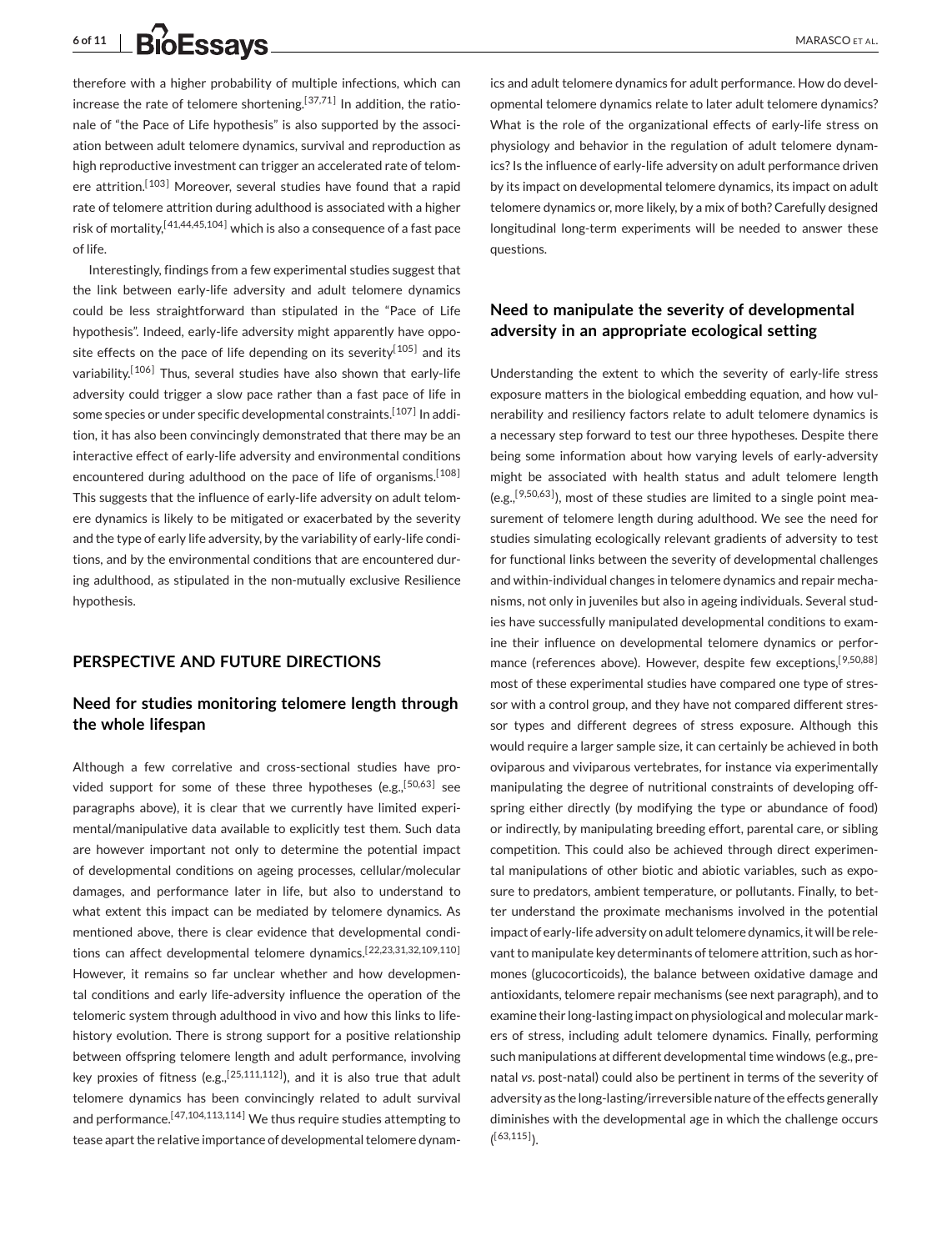therefore with a higher probability of multiple infections, which can increase the rate of telomere shortening.[37,71] In addition, the rationale of "the Pace of Life hypothesis" is also supported by the association between adult telomere dynamics, survival and reproduction as high reproductive investment can trigger an accelerated rate of telomere attrition.[103] Moreover, several studies have found that a rapid rate of telomere attrition during adulthood is associated with a higher risk of mortality,[41,44,45,104] which is also a consequence of a fast pace of life.

Interestingly, findings from a few experimental studies suggest that the link between early-life adversity and adult telomere dynamics could be less straightforward than stipulated in the "Pace of Life hypothesis". Indeed, early-life adversity might apparently have opposite effects on the pace of life depending on its severity[105] and its variability.[106] Thus, several studies have also shown that early-life adversity could trigger a slow pace rather than a fast pace of life in some species or under specific developmental constraints.[107] In addition, it has also been convincingly demonstrated that there may be an interactive effect of early-life adversity and environmental conditions encountered during adulthood on the pace of life of organisms.[108] This suggests that the influence of early-life adversity on adult telomere dynamics is likely to be mitigated or exacerbated by the severity and the type of early life adversity, by the variability of early-life conditions, and by the environmental conditions that are encountered during adulthood, as stipulated in the non-mutually exclusive Resilience hypothesis.

## PERSPECTIVE AND FUTURE DIRECTIONS

### Need for studies monitoring telomere length through the whole lifespan

Although a few correlative and cross-sectional studies have provided support for some of these three hypotheses (e.g.,[50,63] see paragraphs above), it is clear that we currently have limited experimental/manipulative data available to explicitly test them. Such data are however important not only to determine the potential impact of developmental conditions on ageing processes, cellular/molecular damages, and performance later in life, but also to understand to what extent this impact can be mediated by telomere dynamics. As mentioned above, there is clear evidence that developmental conditions can affect developmental telomere dynamics.[22,23,31,32,109,110] However, it remains so far unclear whether and how developmental conditions and early life-adversity influence the operation of the telomeric system through adulthood in vivo and how this links to life-history evolution. There is strong support for a positive relationship between offspring telomere length and adult performance, involving key proxies of fitness (e.g.,[25,111,112]), and it is also true that adult telomere dynamics has been convincingly related to adult survival and performance.[47,104,113,114] We thus require studies attempting to tease apart the relative importance of developmental telomere dynamics and adult telomere dynamics for adult performance. How do developmental telomere dynamics relate to later adult telomere dynamics? What is the role of the organizational effects of early-life stress on physiology and behavior in the regulation of adult telomere dynamics? Is the influence of early-life adversity on adult performance driven by its impact on developmental telomere dynamics, its impact on adult telomere dynamics or, more likely, by a mix of both? Carefully designed longitudinal long-term experiments will be needed to answer these questions.

### Need to manipulate the severity of developmental adversity in an appropriate ecological setting

Understanding the extent to which the severity of early-life stress exposure matters in the biological embedding equation, and how vulnerability and resiliency factors relate to adult telomere dynamics is a necessary step forward to test our three hypotheses. Despite there being some information about how varying levels of early-adversity might be associated with health status and adult telomere length (e.g.,[9,50,63]), most of these studies are limited to a single point measurement of telomere length during adulthood. We see the need for studies simulating ecologically relevant gradients of adversity to test for functional links between the severity of developmental challenges and within-individual changes in telomere dynamics and repair mechanisms, not only in juveniles but also in ageing individuals. Several studies have successfully manipulated developmental conditions to examine their influence on developmental telomere dynamics or performance (references above). However, despite few exceptions,[9,50,88] most of these experimental studies have compared one type of stressor with a control group, and they have not compared different stressor types and different degrees of stress exposure. Although this would require a larger sample size, it can certainly be achieved in both oviparous and viviparous vertebrates, for instance via experimentally manipulating the degree of nutritional constraints of developing offspring either directly (by modifying the type or abundance of food) or indirectly, by manipulating breeding effort, parental care, or sibling competition. This could also be achieved through direct experimental manipulations of other biotic and abiotic variables, such as exposure to predators, ambient temperature, or pollutants. Finally, to better understand the proximate mechanisms involved in the potential impact of early-life adversity on adult telomere dynamics, it will be relevant to manipulate key determinants of telomere attrition, such as hormones (glucocorticoids), the balance between oxidative damage and antioxidants, telomere repair mechanisms (see next paragraph), and to examine their long-lasting impact on physiological and molecular markers of stress, including adult telomere dynamics. Finally, performing such manipulations at different developmental time windows (e.g., prenatal *vs.* post-natal) could also be pertinent in terms of the severity of adversity as the long-lasting/irreversible nature of the effects generally diminishes with the developmental age in which the challenge occurs ([63,115]).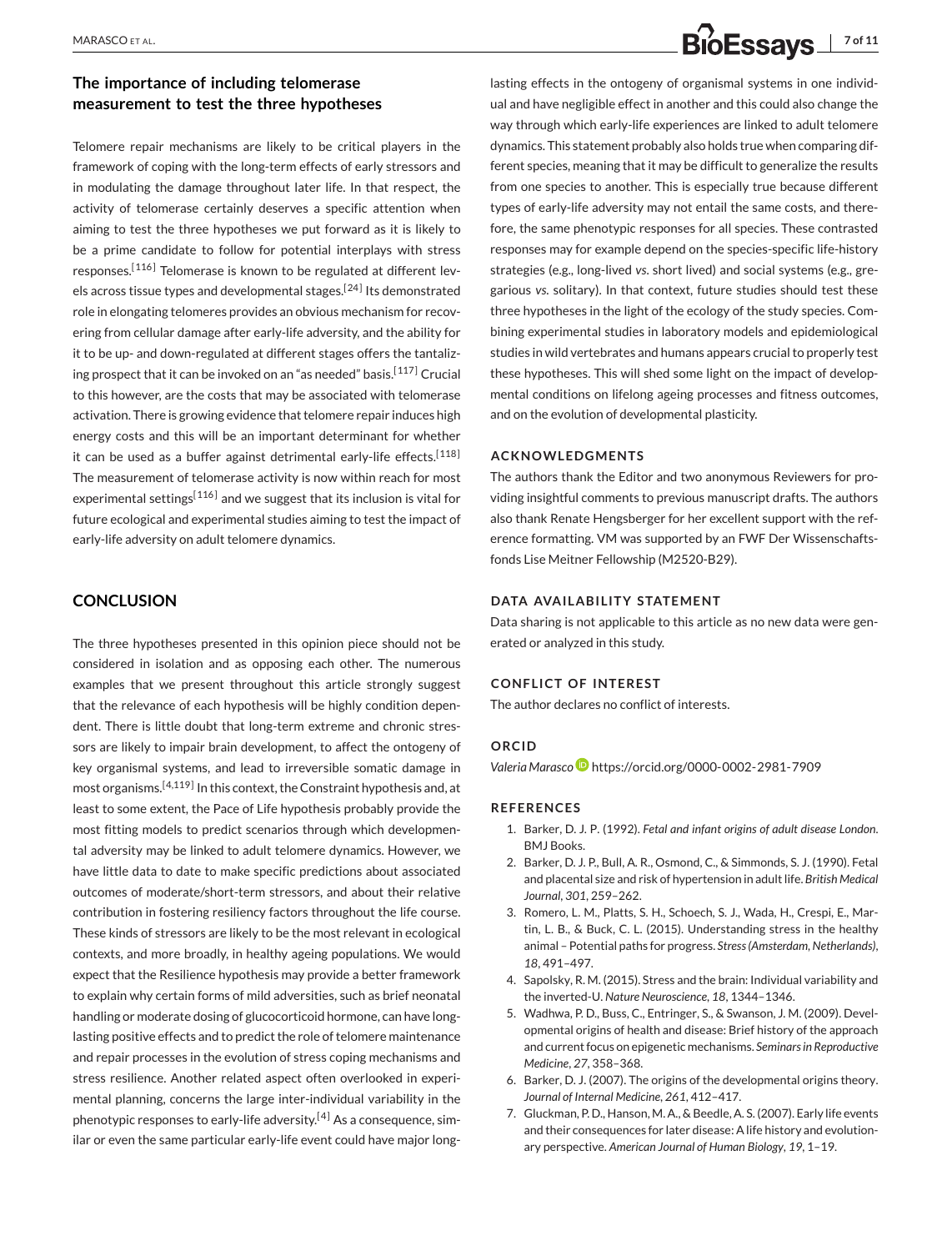## The importance of including telomerase measurement to test the three hypotheses

Telomere repair mechanisms are likely to be critical players in the framework of coping with the long-term effects of early stressors and in modulating the damage throughout later life. In that respect, the activity of telomerase certainly deserves a specific attention when aiming to test the three hypotheses we put forward as it is likely to be a prime candidate to follow for potential interplays with stress responses.[116] Telomerase is known to be regulated at different levels across tissue types and developmental stages.[24] Its demonstrated role in elongating telomeres provides an obvious mechanism for recovering from cellular damage after early-life adversity, and the ability for it to be up- and down-regulated at different stages offers the tantalizing prospect that it can be invoked on an "as needed" basis.[117] Crucial to this however, are the costs that may be associated with telomerase activation. There is growing evidence that telomere repair induces high energy costs and this will be an important determinant for whether it can be used as a buffer against detrimental early-life effects.[118] The measurement of telomerase activity is now within reach for most experimental settings[116] and we suggest that its inclusion is vital for future ecological and experimental studies aiming to test the impact of early-life adversity on adult telomere dynamics.

## CONCLUSION

The three hypotheses presented in this opinion piece should not be considered in isolation and as opposing each other. The numerous examples that we present throughout this article strongly suggest that the relevance of each hypothesis will be highly condition dependent. There is little doubt that long-term extreme and chronic stressors are likely to impair brain development, to affect the ontogeny of key organismal systems, and lead to irreversible somatic damage in most organisms.[4,119] In this context, the Constraint hypothesis and, at least to some extent, the Pace of Life hypothesis probably provide the most fitting models to predict scenarios through which developmental adversity may be linked to adult telomere dynamics. However, we have little data to date to make specific predictions about associated outcomes of moderate/short-term stressors, and about their relative contribution in fostering resiliency factors throughout the life course. These kinds of stressors are likely to be the most relevant in ecological contexts, and more broadly, in healthy ageing populations. We would expect that the Resilience hypothesis may provide a better framework to explain why certain forms of mild adversities, such as brief neonatal handling or moderate dosing of glucocorticoid hormone, can have long-lasting positive effects and to predict the role of telomere maintenance and repair processes in the evolution of stress coping mechanisms and stress resilience. Another related aspect often overlooked in experimental planning, concerns the large inter-individual variability in the phenotypic responses to early-life adversity.[4] As a consequence, similar or even the same particular early-life event could have major long-lasting effects in the ontogeny of organismal systems in one individual and have negligible effect in another and this could also change the way through which early-life experiences are linked to adult telomere dynamics. This statement probably also holds true when comparing different species, meaning that it may be difficult to generalize the results from one species to another. This is especially true because different types of early-life adversity may not entail the same costs, and therefore, the same phenotypic responses for all species. These contrasted responses may for example depend on the species-specific life-history strategies (e.g., long-lived *vs.* short lived) and social systems (e.g., gregarious *vs.* solitary). In that context, future studies should test these three hypotheses in the light of the ecology of the study species. Combining experimental studies in laboratory models and epidemiological studies in wild vertebrates and humans appears crucial to properly test these hypotheses. This will shed some light on the impact of developmental conditions on lifelong ageing processes and fitness outcomes, and on the evolution of developmental plasticity.

### ACKNOWLEDGMENTS

The authors thank the Editor and two anonymous Reviewers for providing insightful comments to previous manuscript drafts. The authors also thank Renate Hengsberger for her excellent support with the reference formatting. VM was supported by an FWF Der Wissenschaftsfonds Lise Meitner Fellowship (M2520-B29).

### DATA AVAILABILITY STATEMENT

Data sharing is not applicable to this article as no new data were generated or analyzed in this study.

### CONFLICT OF INTEREST

The author declares no conflict of interests.

### ORCID

*Valeria Marasco* https://orcid.org/0000-0002-2981-7909

### REFERENCES

1. Barker, D. J. P. (1992). *Fetal and infant origins of adult disease London*. BMJ Books.
2. Barker, D. J. P., Bull, A. R., Osmond, C., & Simmonds, S. J. (1990). Fetal and placental size and risk of hypertension in adult life. *British Medical Journal*, *301*, 259–262.
3. Romero, L. M., Platts, S. H., Schoech, S. J., Wada, H., Crespi, E., Martin, L. B., & Buck, C. L. (2015). Understanding stress in the healthy animal – Potential paths for progress. *Stress (Amsterdam, Netherlands)*, *18*, 491–497.
4. Sapolsky, R. M. (2015). Stress and the brain: Individual variability and the inverted-U. *Nature Neuroscience*, *18*, 1344–1346.
5. Wadhwa, P. D., Buss, C., Entringer, S., & Swanson, J. M. (2009). Developmental origins of health and disease: Brief history of the approach and current focus on epigenetic mechanisms. *Seminars in Reproductive Medicine*, *27*, 358–368.
6. Barker, D. J. (2007). The origins of the developmental origins theory. *Journal of Internal Medicine*, *261*, 412–417.
7. Gluckman, P. D., Hanson, M. A., & Beedle, A. S. (2007). Early life events and their consequences for later disease: A life history and evolutionary perspective. *American Journal of Human Biology*, *19*, 1–19.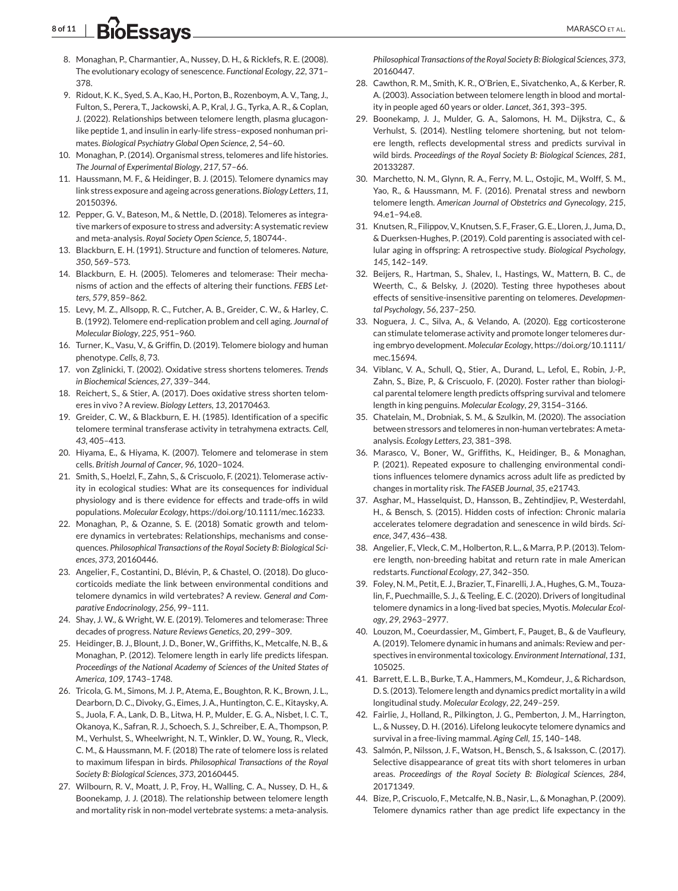8. Monaghan, P., Charmantier, A., Nussey, D. H., & Ricklefs, R. E. (2008). The evolutionary ecology of senescence. *Functional Ecology*, *22*, 371–378.
9. Ridout, K. K., Syed, S. A., Kao, H., Porton, B., Rozenboym, A. V., Tang, J., Fulton, S., Perera, T., Jackowski, A. P., Kral, J. G., Tyrka, A. R., & Coplan, J. (2022). Relationships between telomere length, plasma glucagon-like peptide 1, and insulin in early-life stress–exposed nonhuman primates. *Biological Psychiatry Global Open Science*, *2*, 54–60.
10. Monaghan, P. (2014). Organismal stress, telomeres and life histories. *The Journal of Experimental Biology*, *217*, 57–66.
11. Haussmann, M. F., & Heidinger, B. J. (2015). Telomere dynamics may link stress exposure and ageing across generations. *Biology Letters*, *11*, 20150396.
12. Pepper, G. V., Bateson, M., & Nettle, D. (2018). Telomeres as integrative markers of exposure to stress and adversity: A systematic review and meta-analysis. *Royal Society Open Science*, *5*, 180744-.
13. Blackburn, E. H. (1991). Structure and function of telomeres. *Nature*, *350*, 569–573.
14. Blackburn, E. H. (2005). Telomeres and telomerase: Their mechanisms of action and the effects of altering their functions. *FEBS Letters*, *579*, 859–862.
15. Levy, M. Z., Allsopp, R. C., Futcher, A. B., Greider, C. W., & Harley, C. B. (1992). Telomere end-replication problem and cell aging. *Journal of Molecular Biology*, *225*, 951–960.
16. Turner, K., Vasu, V., & Griffin, D. (2019). Telomere biology and human phenotype. *Cells*, *8*, 73.
17. von Zglinicki, T. (2002). Oxidative stress shortens telomeres. *Trends in Biochemical Sciences*, *27*, 339–344.
18. Reichert, S., & Stier, A. (2017). Does oxidative stress shorten telomeres in vivo ? A review. *Biology Letters*, *13*, 20170463.
19. Greider, C. W., & Blackburn, E. H. (1985). Identification of a specific telomere terminal transferase activity in tetrahymena extracts. *Cell*, *43*, 405–413.
20. Hiyama, E., & Hiyama, K. (2007). Telomere and telomerase in stem cells. *British Journal of Cancer*, *96*, 1020–1024.
21. Smith, S., Hoelzl, F., Zahn, S., & Criscuolo, F. (2021). Telomerase activity in ecological studies: What are its consequences for individual physiology and is there evidence for effects and trade-offs in wild populations. *Molecular Ecology*, https://doi.org/10.1111/mec.16233.
22. Monaghan, P., & Ozanne, S. E. (2018) Somatic growth and telomere dynamics in vertebrates: Relationships, mechanisms and consequences. *Philosophical Transactions of the Royal Society B: Biological Sciences*, *373*, 20160446.
23. Angelier, F., Costantini, D., Blévin, P., & Chastel, O. (2018). Do glucocorticoids mediate the link between environmental conditions and telomere dynamics in wild vertebrates? A review. *General and Comparative Endocrinology*, *256*, 99–111.
24. Shay, J. W., & Wright, W. E. (2019). Telomeres and telomerase: Three decades of progress. *Nature Reviews Genetics*, *20*, 299–309.
25. Heidinger, B. J., Blount, J. D., Boner, W., Griffiths, K., Metcalfe, N. B., & Monaghan, P. (2012). Telomere length in early life predicts lifespan. *Proceedings of the National Academy of Sciences of the United States of America*, *109*, 1743–1748.
26. Tricola, G. M., Simons, M. J. P., Atema, E., Boughton, R. K., Brown, J. L., Dearborn, D. C., Divoky, G., Eimes, J. A., Huntington, C. E., Kitaysky, A. S., Juola, F. A., Lank, D. B., Litwa, H. P., Mulder, E. G. A., Nisbet, I. C. T., Okanoya, K., Safran, R. J., Schoech, S. J., Schreiber, E. A., Thompson, P. M., Verhulst, S., Wheelwright, N. T., Winkler, D. W., Young, R., Vleck, C. M., & Haussmann, M. F. (2018) The rate of telomere loss is related to maximum lifespan in birds. *Philosophical Transactions of the Royal Society B: Biological Sciences*, *373*, 20160445.
27. Wilbourn, R. V., Moatt, J. P., Froy, H., Walling, C. A., Nussey, D. H., & Boonekamp, J. J. (2018). The relationship between telomere length and mortality risk in non-model vertebrate systems: a meta-analysis. *Philosophical Transactions of the Royal Society B: Biological Sciences*, *373*, 20160447.
28. Cawthon, R. M., Smith, K. R., O'Brien, E., Sivatchenko, A., & Kerber, R. A. (2003). Association between telomere length in blood and mortality in people aged 60 years or older. *Lancet*, *361*, 393–395.
29. Boonekamp, J. J., Mulder, G. A., Salomons, H. M., Dijkstra, C., & Verhulst, S. (2014). Nestling telomere shortening, but not telomere length, reflects developmental stress and predicts survival in wild birds. *Proceedings of the Royal Society B: Biological Sciences*, *281*, 20133287.
30. Marchetto, N. M., Glynn, R. A., Ferry, M. L., Ostojic, M., Wolff, S. M., Yao, R., & Haussmann, M. F. (2016). Prenatal stress and newborn telomere length. *American Journal of Obstetrics and Gynecology*, *215*, 94.e1–94.e8.
31. Knutsen, R., Filippov, V., Knutsen, S. F., Fraser, G. E., Lloren, J., Juma, D., & Duerksen-Hughes, P. (2019). Cold parenting is associated with cellular aging in offspring: A retrospective study. *Biological Psychology*, *145*, 142–149.
32. Beijers, R., Hartman, S., Shalev, I., Hastings, W., Mattern, B. C., de Weerth, C., & Belsky, J. (2020). Testing three hypotheses about effects of sensitive-insensitive parenting on telomeres. *Developmental Psychology*, *56*, 237–250.
33. Noguera, J. C., Silva, A., & Velando, A. (2020). Egg corticosterone can stimulate telomerase activity and promote longer telomeres during embryo development. *Molecular Ecology*, https://doi.org/10.1111/mec.15694.
34. Viblanc, V. A., Schull, Q., Stier, A., Durand, L., Lefol, E., Robin, J.-P., Zahn, S., Bize, P., & Criscuolo, F. (2020). Foster rather than biological parental telomere length predicts offspring survival and telomere length in king penguins. *Molecular Ecology*, *29*, 3154–3166.
35. Chatelain, M., Drobniak, S. M., & Szulkin, M. (2020). The association between stressors and telomeres in non-human vertebrates: A meta-analysis. *Ecology Letters*, *23*, 381–398.
36. Marasco, V., Boner, W., Griffiths, K., Heidinger, B., & Monaghan, P. (2021). Repeated exposure to challenging environmental conditions influences telomere dynamics across adult life as predicted by changes in mortality risk. *The FASEB Journal*, *35*, e21743.
37. Asghar, M., Hasselquist, D., Hansson, B., Zehtindjiev, P., Westerdahl, H., & Bensch, S. (2015). Hidden costs of infection: Chronic malaria accelerates telomere degradation and senescence in wild birds. *Science*, *347*, 436–438.
38. Angelier, F., Vleck, C. M., Holberton, R. L., & Marra, P. P. (2013). Telomere length, non-breeding habitat and return rate in male American redstarts. *Functional Ecology*, *27*, 342–350.
39. Foley, N. M., Petit, E. J., Brazier, T., Finarelli, J. A., Hughes, G. M., Touzalin, F., Puechmaille, S. J., & Teeling, E. C. (2020). Drivers of longitudinal telomere dynamics in a long-lived bat species, Myotis. *Molecular Ecology*, *29*, 2963–2977.
40. Louzon, M., Coeurdassier, M., Gimbert, F., Pauget, B., & de Vaufleury, A. (2019). Telomere dynamic in humans and animals: Review and perspectives in environmental toxicology. *Environment International*, *131*, 105025.
41. Barrett, E. L. B., Burke, T. A., Hammers, M., Komdeur, J., & Richardson, D. S. (2013). Telomere length and dynamics predict mortality in a wild longitudinal study. *Molecular Ecology*, *22*, 249–259.
42. Fairlie, J., Holland, R., Pilkington, J. G., Pemberton, J. M., Harrington, L., & Nussey, D. H. (2016). Lifelong leukocyte telomere dynamics and survival in a free-living mammal. *Aging Cell*, *15*, 140–148.
43. Salmón, P., Nilsson, J. F., Watson, H., Bensch, S., & Isaksson, C. (2017). Selective disappearance of great tits with short telomeres in urban areas. *Proceedings of the Royal Society B: Biological Sciences*, *284*, 20171349.
44. Bize, P., Criscuolo, F., Metcalfe, N. B., Nasir, L., & Monaghan, P. (2009). Telomere dynamics rather than age predict life expectancy in the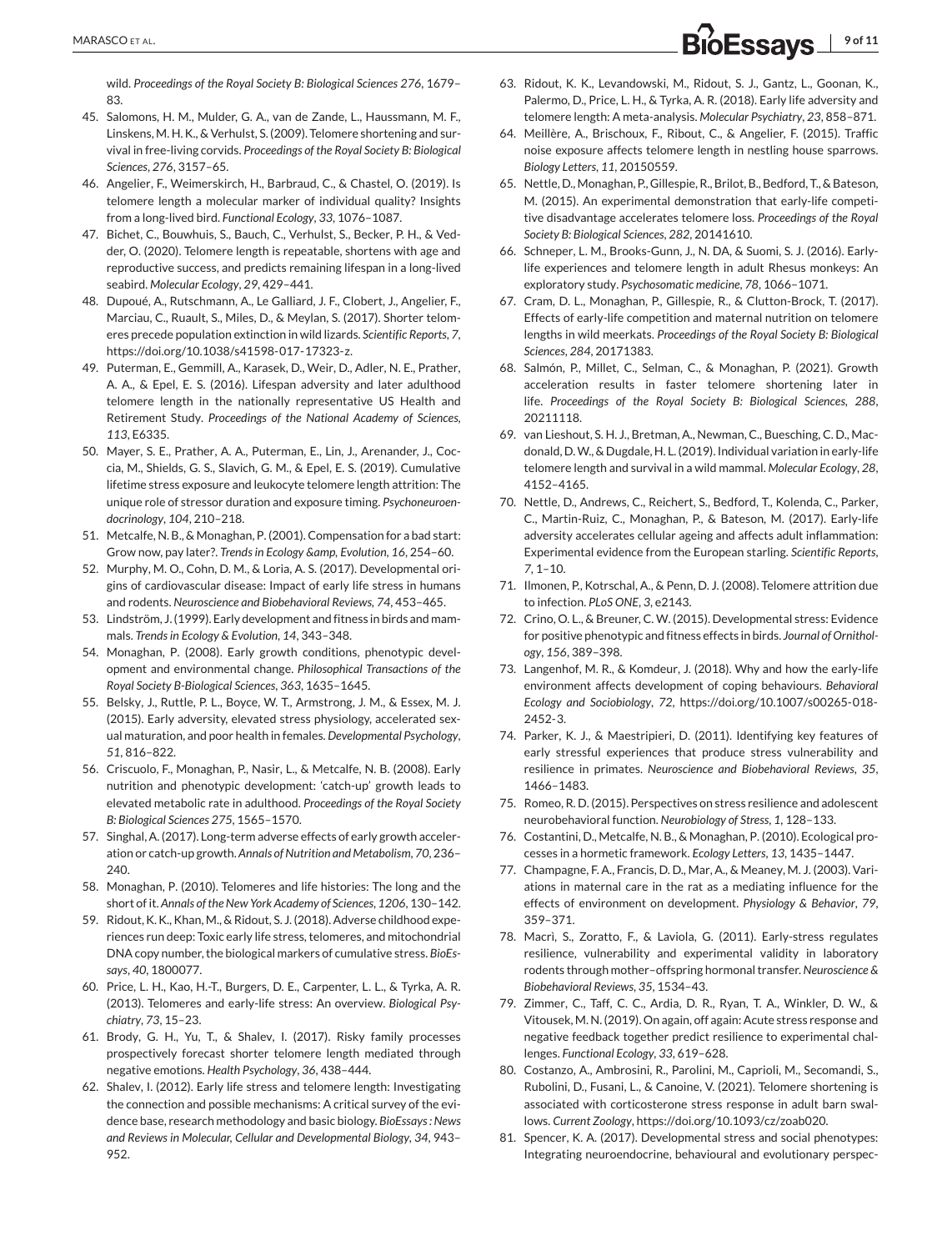wild. *Proceedings of the Royal Society B: Biological Sciences 276*, 1679–83.

45. Salomons, H. M., Mulder, G. A., van de Zande, L., Haussmann, M. F., Linskens, M. H. K., & Verhulst, S. (2009). Telomere shortening and survival in free-living corvids. *Proceedings of the Royal Society B: Biological Sciences*, *276*, 3157–65.
46. Angelier, F., Weimerskirch, H., Barbraud, C., & Chastel, O. (2019). Is telomere length a molecular marker of individual quality? Insights from a long-lived bird. *Functional Ecology*, *33*, 1076–1087.
47. Bichet, C., Bouwhuis, S., Bauch, C., Verhulst, S., Becker, P. H., & Vedder, O. (2020). Telomere length is repeatable, shortens with age and reproductive success, and predicts remaining lifespan in a long-lived seabird. *Molecular Ecology*, *29*, 429–441.
48. Dupoué, A., Rutschmann, A., Le Galliard, J. F., Clobert, J., Angelier, F., Marciau, C., Ruault, S., Miles, D., & Meylan, S. (2017). Shorter telomeres precede population extinction in wild lizards. *Scientific Reports*, *7*, https://doi.org/10.1038/s41598-017-17323-z.
49. Puterman, E., Gemmill, A., Karasek, D., Weir, D., Adler, N. E., Prather, A. A., & Epel, E. S. (2016). Lifespan adversity and later adulthood telomere length in the nationally representative US Health and Retirement Study. *Proceedings of the National Academy of Sciences*, *113*, E6335.
50. Mayer, S. E., Prather, A. A., Puterman, E., Lin, J., Arenander, J., Coccia, M., Shields, G. S., Slavich, G. M., & Epel, E. S. (2019). Cumulative lifetime stress exposure and leukocyte telomere length attrition: The unique role of stressor duration and exposure timing. *Psychoneuroendocrinology*, *104*, 210–218.
51. Metcalfe, N. B., & Monaghan, P. (2001). Compensation for a bad start: Grow now, pay later?. *Trends in Ecology &amp; Evolution*, *16*, 254–60.
52. Murphy, M. O., Cohn, D. M., & Loria, A. S. (2017). Developmental origins of cardiovascular disease: Impact of early life stress in humans and rodents. *Neuroscience and Biobehavioral Reviews*, *74*, 453–465.
53. Lindström, J. (1999). Early development and fitness in birds and mammals. *Trends in Ecology & Evolution*, *14*, 343–348.
54. Monaghan, P. (2008). Early growth conditions, phenotypic development and environmental change. *Philosophical Transactions of the Royal Society B-Biological Sciences*, *363*, 1635–1645.
55. Belsky, J., Ruttle, P. L., Boyce, W. T., Armstrong, J. M., & Essex, M. J. (2015). Early adversity, elevated stress physiology, accelerated sexual maturation, and poor health in females. *Developmental Psychology*, *51*, 816–822.
56. Criscuolo, F., Monaghan, P., Nasir, L., & Metcalfe, N. B. (2008). Early nutrition and phenotypic development: 'catch-up' growth leads to elevated metabolic rate in adulthood. *Proceedings of the Royal Society B: Biological Sciences 275*, 1565–1570.
57. Singhal, A. (2017). Long-term adverse effects of early growth acceleration or catch-up growth. *Annals of Nutrition and Metabolism*, *70*, 236–240.
58. Monaghan, P. (2010). Telomeres and life histories: The long and the short of it. *Annals of the New York Academy of Sciences*, *1206*, 130–142.
59. Ridout, K. K., Khan, M., & Ridout, S. J. (2018). Adverse childhood experiences run deep: Toxic early life stress, telomeres, and mitochondrial DNA copy number, the biological markers of cumulative stress. *BioEssays*, *40*, 1800077.
60. Price, L. H., Kao, H.-T., Burgers, D. E., Carpenter, L. L., & Tyrka, A. R. (2013). Telomeres and early-life stress: An overview. *Biological Psychiatry*, *73*, 15–23.
61. Brody, G. H., Yu, T., & Shalev, I. (2017). Risky family processes prospectively forecast shorter telomere length mediated through negative emotions. *Health Psychology*, *36*, 438–444.
62. Shalev, I. (2012). Early life stress and telomere length: Investigating the connection and possible mechanisms: A critical survey of the evidence base, research methodology and basic biology. *BioEssays : News and Reviews in Molecular, Cellular and Developmental Biology*, *34*, 943–952.
63. Ridout, K. K., Levandowski, M., Ridout, S. J., Gantz, L., Goonan, K., Palermo, D., Price, L. H., & Tyrka, A. R. (2018). Early life adversity and telomere length: A meta-analysis. *Molecular Psychiatry*, *23*, 858–871.
64. Meillère, A., Brischoux, F., Ribout, C., & Angelier, F. (2015). Traffic noise exposure affects telomere length in nestling house sparrows. *Biology Letters*, *11*, 20150559.
65. Nettle, D., Monaghan, P., Gillespie, R., Brilot, B., Bedford, T., & Bateson, M. (2015). An experimental demonstration that early-life competitive disadvantage accelerates telomere loss. *Proceedings of the Royal Society B: Biological Sciences*, *282*, 20141610.
66. Schneper, L. M., Brooks-Gunn, J., N. DA, & Suomi, S. J. (2016). Early-life experiences and telomere length in adult Rhesus monkeys: An exploratory study. *Psychosomatic medicine*, *78*, 1066–1071.
67. Cram, D. L., Monaghan, P., Gillespie, R., & Clutton-Brock, T. (2017). Effects of early-life competition and maternal nutrition on telomere lengths in wild meerkats. *Proceedings of the Royal Society B: Biological Sciences*, *284*, 20171383.
68. Salmón, P., Millet, C., Selman, C., & Monaghan, P. (2021). Growth acceleration results in faster telomere shortening later in life. *Proceedings of the Royal Society B: Biological Sciences*, *288*, 20211118.
69. van Lieshout, S. H. J., Bretman, A., Newman, C., Buesching, C. D., Macdonald, D. W., & Dugdale, H. L. (2019). Individual variation in early-life telomere length and survival in a wild mammal. *Molecular Ecology*, *28*, 4152–4165.
70. Nettle, D., Andrews, C., Reichert, S., Bedford, T., Kolenda, C., Parker, C., Martin-Ruiz, C., Monaghan, P., & Bateson, M. (2017). Early-life adversity accelerates cellular ageing and affects adult inflammation: Experimental evidence from the European starling. *Scientific Reports*, *7*, 1–10.
71. Ilmonen, P., Kotrschal, A., & Penn, D. J. (2008). Telomere attrition due to infection. *PLoS ONE*, *3*, e2143.
72. Crino, O. L., & Breuner, C. W. (2015). Developmental stress: Evidence for positive phenotypic and fitness effects in birds. *Journal of Ornithology*, *156*, 389–398.
73. Langenhof, M. R., & Komdeur, J. (2018). Why and how the early-life environment affects development of coping behaviours. *Behavioral Ecology and Sociobiology*, *72*, https://doi.org/10.1007/s00265-018-2452-3.
74. Parker, K. J., & Maestripieri, D. (2011). Identifying key features of early stressful experiences that produce stress vulnerability and resilience in primates. *Neuroscience and Biobehavioral Reviews*, *35*, 1466–1483.
75. Romeo, R. D. (2015). Perspectives on stress resilience and adolescent neurobehavioral function. *Neurobiology of Stress*, *1*, 128–133.
76. Costantini, D., Metcalfe, N. B., & Monaghan, P. (2010). Ecological processes in a hormetic framework. *Ecology Letters*, *13*, 1435–1447.
77. Champagne, F. A., Francis, D. D., Mar, A., & Meaney, M. J. (2003). Variations in maternal care in the rat as a mediating influence for the effects of environment on development. *Physiology & Behavior*, *79*, 359–371.
78. Macrì, S., Zoratto, F., & Laviola, G. (2011). Early-stress regulates resilience, vulnerability and experimental validity in laboratory rodents through mother–offspring hormonal transfer. *Neuroscience & Biobehavioral Reviews*, *35*, 1534–43.
79. Zimmer, C., Taff, C. C., Ardia, D. R., Ryan, T. A., Winkler, D. W., & Vitousek, M. N. (2019). On again, off again: Acute stress response and negative feedback together predict resilience to experimental challenges. *Functional Ecology*, *33*, 619–628.
80. Costanzo, A., Ambrosini, R., Parolini, M., Caprioli, M., Secomandi, S., Rubolini, D., Fusani, L., & Canoine, V. (2021). Telomere shortening is associated with corticosterone stress response in adult barn swallows. *Current Zoology*, https://doi.org/10.1093/cz/zoab020.
81. Spencer, K. A. (2017). Developmental stress and social phenotypes: Integrating neuroendocrine, behavioural and evolutionary perspec-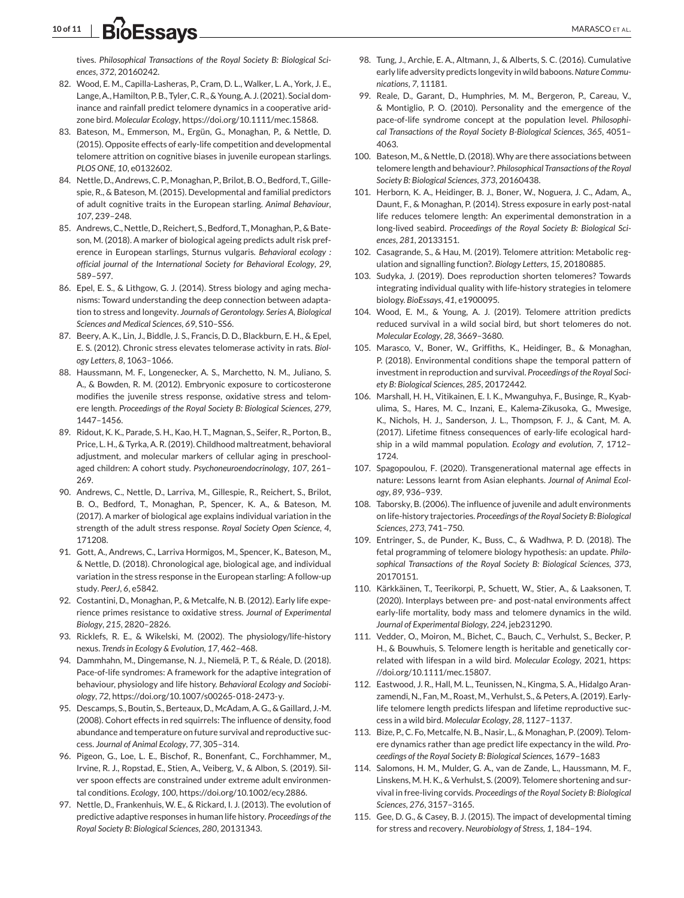tives. *Philosophical Transactions of the Royal Society B: Biological Sciences*, *372*, 20160242.

82. Wood, E. M., Capilla-Lasheras, P., Cram, D. L., Walker, L. A., York, J. E., Lange, A., Hamilton, P. B., Tyler, C. R., & Young, A. J. (2021). Social dominance and rainfall predict telomere dynamics in a cooperative arid-zone bird. *Molecular Ecology*, https://doi.org/10.1111/mec.15868.
83. Bateson, M., Emmerson, M., Ergün, G., Monaghan, P., & Nettle, D. (2015). Opposite effects of early-life competition and developmental telomere attrition on cognitive biases in juvenile european starlings. *PLOS ONE*, *10*, e0132602.
84. Nettle, D., Andrews, C. P., Monaghan, P., Brilot, B. O., Bedford, T., Gillespie, R., & Bateson, M. (2015). Developmental and familial predictors of adult cognitive traits in the European starling. *Animal Behaviour*, *107*, 239–248.
85. Andrews, C., Nettle, D., Reichert, S., Bedford, T., Monaghan, P., & Bateson, M. (2018). A marker of biological ageing predicts adult risk preference in European starlings, Sturnus vulgaris. *Behavioral ecology : official journal of the International Society for Behavioral Ecology*, *29*, 589–597.
86. Epel, E. S., & Lithgow, G. J. (2014). Stress biology and aging mechanisms: Toward understanding the deep connection between adaptation to stress and longevity. *Journals of Gerontology. Series A, Biological Sciences and Medical Sciences*, *69*, S10–SS6.
87. Beery, A. K., Lin, J., Biddle, J. S., Francis, D. D., Blackburn, E. H., & Epel, E. S. (2012). Chronic stress elevates telomerase activity in rats. *Biology Letters*, *8*, 1063–1066.
88. Haussmann, M. F., Longenecker, A. S., Marchetto, N. M., Juliano, S. A., & Bowden, R. M. (2012). Embryonic exposure to corticosterone modifies the juvenile stress response, oxidative stress and telomere length. *Proceedings of the Royal Society B: Biological Sciences*, *279*, 1447–1456.
89. Ridout, K. K., Parade, S. H., Kao, H. T., Magnan, S., Seifer, R., Porton, B., Price, L. H., & Tyrka, A. R. (2019). Childhood maltreatment, behavioral adjustment, and molecular markers of cellular aging in preschool-aged children: A cohort study. *Psychoneuroendocrinology*, *107*, 261–269.
90. Andrews, C., Nettle, D., Larriva, M., Gillespie, R., Reichert, S., Brilot, B. O., Bedford, T., Monaghan, P., Spencer, K. A., & Bateson, M. (2017). A marker of biological age explains individual variation in the strength of the adult stress response. *Royal Society Open Science*, *4*, 171208.
91. Gott, A., Andrews, C., Larriva Hormigos, M., Spencer, K., Bateson, M., & Nettle, D. (2018). Chronological age, biological age, and individual variation in the stress response in the European starling: A follow-up study. *PeerJ*, *6*, e5842.
92. Costantini, D., Monaghan, P., & Metcalfe, N. B. (2012). Early life experience primes resistance to oxidative stress. *Journal of Experimental Biology*, *215*, 2820–2826.
93. Ricklefs, R. E., & Wikelski, M. (2002). The physiology/life-history nexus. *Trends in Ecology & Evolution*, *17*, 462–468.
94. Dammhahn, M., Dingemanse, N. J., Niemelä, P. T., & Réale, D. (2018). Pace-of-life syndromes: A framework for the adaptive integration of behaviour, physiology and life history. *Behavioral Ecology and Sociobiology*, *72*, https://doi.org/10.1007/s00265-018-2473-y.
95. Descamps, S., Boutin, S., Berteaux, D., McAdam, A. G., & Gaillard, J.-M. (2008). Cohort effects in red squirrels: The influence of density, food abundance and temperature on future survival and reproductive success. *Journal of Animal Ecology*, *77*, 305–314.
96. Pigeon, G., Loe, L. E., Bischof, R., Bonenfant, C., Forchhammer, M., Irvine, R. J., Ropstad, E., Stien, A., Veiberg, V., & Albon, S. (2019). Silver spoon effects are constrained under extreme adult environmental conditions. *Ecology*, *100*, https://doi.org/10.1002/ecy.2886.
97. Nettle, D., Frankenhuis, W. E., & Rickard, I. J. (2013). The evolution of predictive adaptive responses in human life history. *Proceedings of the Royal Society B: Biological Sciences*, *280*, 20131343.
98. Tung, J., Archie, E. A., Altmann, J., & Alberts, S. C. (2016). Cumulative early life adversity predicts longevity in wild baboons. *Nature Communications*, *7*, 11181.
99. Reale, D., Garant, D., Humphries, M. M., Bergeron, P., Careau, V., & Montiglio, P. O. (2010). Personality and the emergence of the pace-of-life syndrome concept at the population level. *Philosophical Transactions of the Royal Society B-Biological Sciences*, *365*, 4051–4063.
100. Bateson, M., & Nettle, D. (2018). Why are there associations between telomere length and behaviour?. *Philosophical Transactions of the Royal Society B: Biological Sciences*, *373*, 20160438.
101. Herborn, K. A., Heidinger, B. J., Boner, W., Noguera, J. C., Adam, A., Daunt, F., & Monaghan, P. (2014). Stress exposure in early post-natal life reduces telomere length: An experimental demonstration in a long-lived seabird. *Proceedings of the Royal Society B: Biological Sciences*, *281*, 20133151.
102. Casagrande, S., & Hau, M. (2019). Telomere attrition: Metabolic regulation and signalling function?. *Biology Letters*, *15*, 20180885.
103. Sudyka, J. (2019). Does reproduction shorten telomeres? Towards integrating individual quality with life-history strategies in telomere biology. *BioEssays*, *41*, e1900095.
104. Wood, E. M., & Young, A. J. (2019). Telomere attrition predicts reduced survival in a wild social bird, but short telomeres do not. *Molecular Ecology*, *28*, 3669–3680.
105. Marasco, V., Boner, W., Griffiths, K., Heidinger, B., & Monaghan, P. (2018). Environmental conditions shape the temporal pattern of investment in reproduction and survival. *Proceedings of the Royal Society B: Biological Sciences*, *285*, 20172442.
106. Marshall, H. H., Vitikainen, E. I. K., Mwanguhya, F., Businge, R., Kyabulima, S., Hares, M. C., Inzani, E., Kalema-Zikusoka, G., Mwesige, K., Nichols, H. J., Sanderson, J. L., Thompson, F. J., & Cant, M. A. (2017). Lifetime fitness consequences of early-life ecological hardship in a wild mammal population. *Ecology and evolution*, *7*, 1712–1724.
107. Spagopoulou, F. (2020). Transgenerational maternal age effects in nature: Lessons learnt from Asian elephants. *Journal of Animal Ecology*, *89*, 936–939.
108. Taborsky, B. (2006). The influence of juvenile and adult environments on life-history trajectories. *Proceedings of the Royal Society B: Biological Sciences*, *273*, 741–750.
109. Entringer, S., de Punder, K., Buss, C., & Wadhwa, P. D. (2018). The fetal programming of telomere biology hypothesis: an update. *Philosophical Transactions of the Royal Society B: Biological Sciences*, *373*, 20170151.
110. Kärkkäinen, T., Teerikorpi, P., Schuett, W., Stier, A., & Laaksonen, T. (2020). Interplays between pre- and post-natal environments affect early-life mortality, body mass and telomere dynamics in the wild. *Journal of Experimental Biology*, *224*, jeb231290.
111. Vedder, O., Moiron, M., Bichet, C., Bauch, C., Verhulst, S., Becker, P. H., & Bouwhuis, S. Telomere length is heritable and genetically correlated with lifespan in a wild bird. *Molecular Ecology*, 2021, https://doi.org/10.1111/mec.15807.
112. Eastwood, J. R., Hall, M. L., Teunissen, N., Kingma, S. A., Hidalgo Aranzamendi, N., Fan, M., Roast, M., Verhulst, S., & Peters, A. (2019). Early-life telomere length predicts lifespan and lifetime reproductive success in a wild bird. *Molecular Ecology*, *28*, 1127–1137.
113. Bize, P., C. Fo, Metcalfe, N. B., Nasir, L., & Monaghan, P. (2009). Telomere dynamics rather than age predict life expectancy in the wild. *Proceedings of the Royal Society B: Biological Sciences*, 1679–1683
114. Salomons, H. M., Mulder, G. A., van de Zande, L., Haussmann, M. F., Linskens, M. H. K., & Verhulst, S. (2009). Telomere shortening and survival in free-living corvids. *Proceedings of the Royal Society B: Biological Sciences*, *276*, 3157–3165.
115. Gee, D. G., & Casey, B. J. (2015). The impact of developmental timing for stress and recovery. *Neurobiology of Stress*, *1*, 184–194.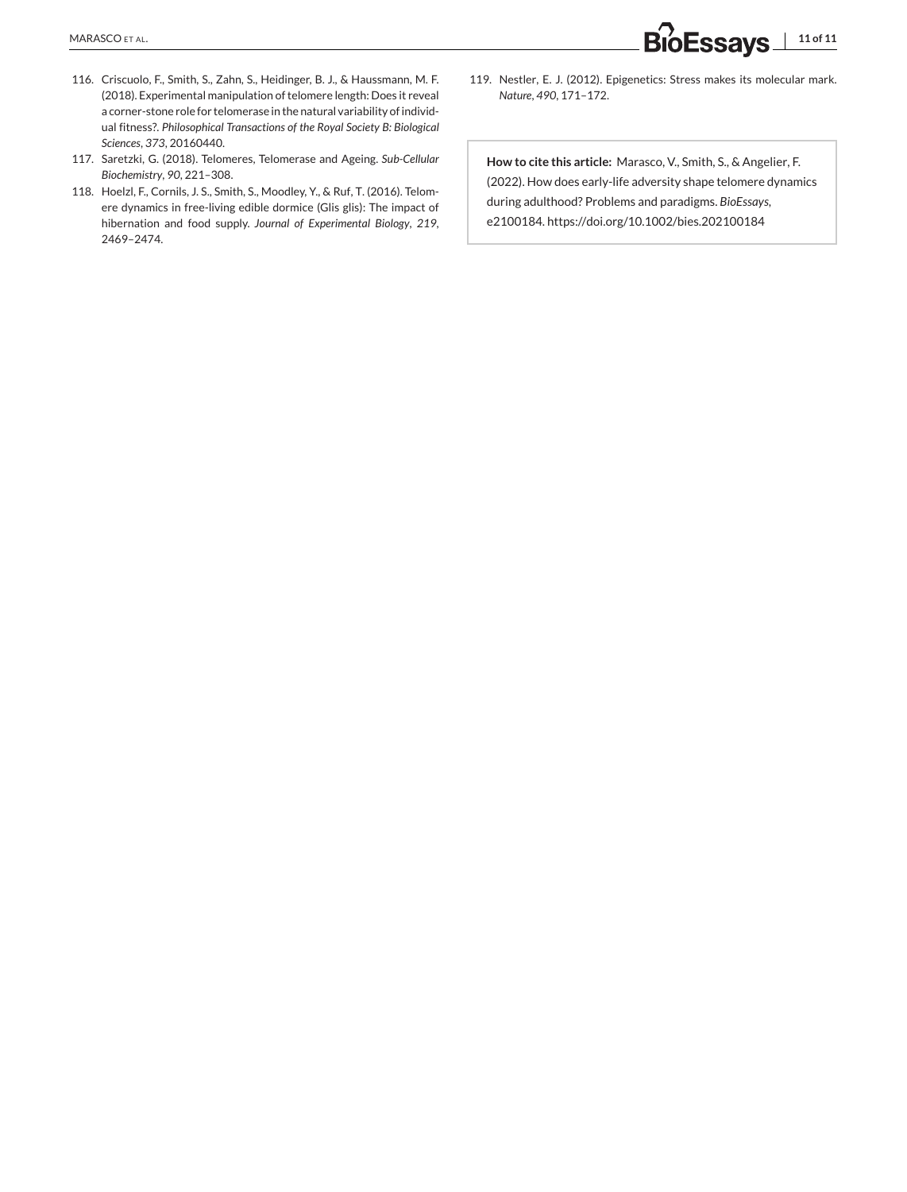116. Criscuolo, F., Smith, S., Zahn, S., Heidinger, B. J., & Haussmann, M. F. (2018). Experimental manipulation of telomere length: Does it reveal a corner-stone role for telomerase in the natural variability of individual fitness?. *Philosophical Transactions of the Royal Society B: Biological Sciences*, *373*, 20160440.
117. Saretzki, G. (2018). Telomeres, Telomerase and Ageing. *Sub-Cellular Biochemistry*, *90*, 221–308.
118. Hoelzl, F., Cornils, J. S., Smith, S., Moodley, Y., & Ruf, T. (2016). Telomere dynamics in free-living edible dormice (Glis glis): The impact of hibernation and food supply. *Journal of Experimental Biology*, *219*, 2469–2474.
119. Nestler, E. J. (2012). Epigenetics: Stress makes its molecular mark. *Nature*, *490*, 171–172.

**How to cite this article:** Marasco, V., Smith, S., & Angelier, F. (2022). How does early-life adversity shape telomere dynamics during adulthood? Problems and paradigms. *BioEssays*, e2100184. https://doi.org/10.1002/bies.202100184